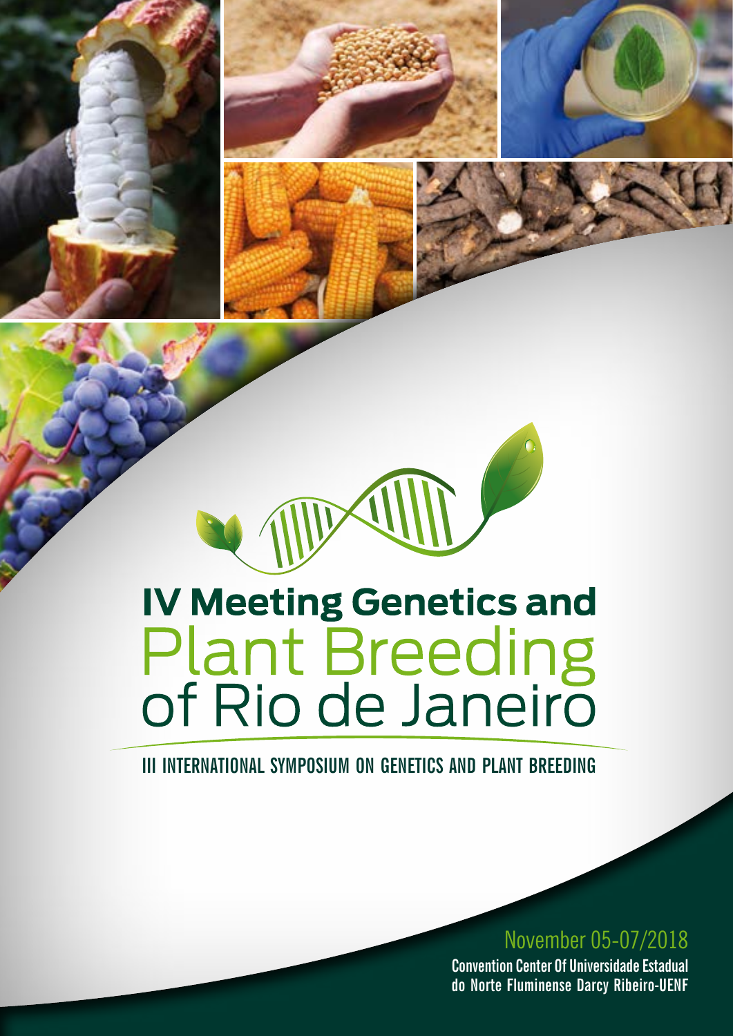# IV Meeting Genetics and Plant Breeding of Rio de Janeiro

## III INTERNATIONAL SYMPOSIUM ON GENETICS AND PLANT BREEDING

November 05-07/2018

**Convention Center Of Universidade Estadual do Norte Fluminense Darcy Ribeiro-UENF**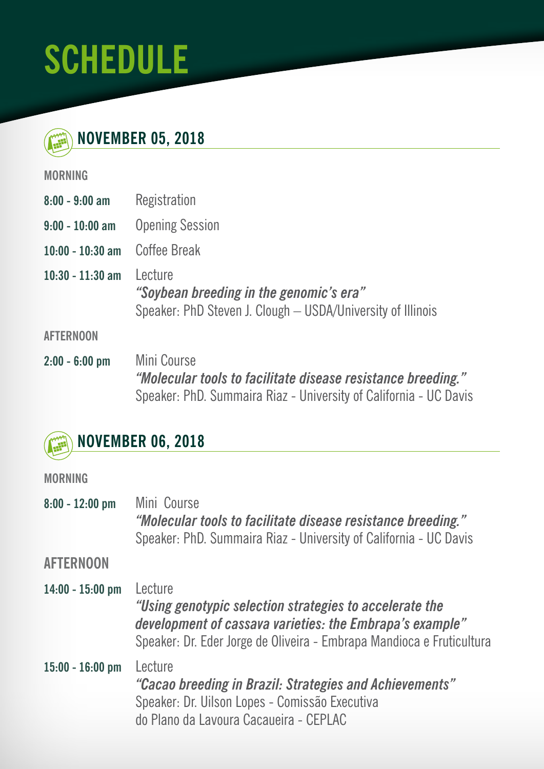# SCHEDULE

## NOVEMBER 05, 2018

**MORNING**

**8:00 - 9:00 am** Registration

**9:00 - 10:00 am** Opening Session

**10:00 - 10:30 am** Coffee Break

**10:30 - 11:30 am** Lecture
***"Soybean breeding in the genomic's era"***
Speaker: PhD Steven J. Clough – USDA/University of Illinois

**AFTERNOON**

**2:00 - 6:00 pm** Mini Course
***"Molecular tools to facilitate disease resistance breeding."***
Speaker: PhD. Summaira Riaz - University of California - UC Davis

## NOVEMBER 06, 2018

**MORNING**

**8:00 - 12:00 pm** Mini Course
***"Molecular tools to facilitate disease resistance breeding."***
Speaker: PhD. Summaira Riaz - University of California - UC Davis

**AFTERNOON**

**14:00 - 15:00 pm** Lecture
***"Using genotypic selection strategies to accelerate the development of cassava varieties: the Embrapa's example"***
Speaker: Dr. Eder Jorge de Oliveira - Embrapa Mandioca e Fruticultura

**15:00 - 16:00 pm** Lecture
***"Cacao breeding in Brazil: Strategies and Achievements"***
Speaker: Dr. Uilson Lopes - Comissão Executiva do Plano da Lavoura Cacaueira - CEPLAC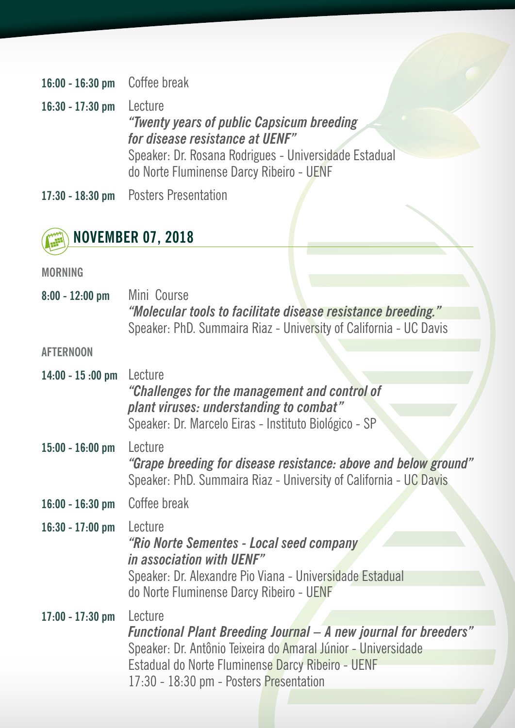**16:00 - 16:30 pm** Coffee break

**16:30 - 17:30 pm** Lecture
***"Twenty years of public Capsicum breeding for disease resistance at UENF"***
Speaker: Dr. Rosana Rodrigues - Universidade Estadual do Norte Fluminense Darcy Ribeiro - UENF

**17:30 - 18:30 pm** Posters Presentation

## NOVEMBER 07, 2018

### MORNING

**8:00 - 12:00 pm** Mini Course
***"Molecular tools to facilitate disease resistance breeding."***
Speaker: PhD. Summaira Riaz - University of California - UC Davis

### AFTERNOON

**14:00 - 15 :00 pm** Lecture
***"Challenges for the management and control of plant viruses: understanding to combat"***
Speaker: Dr. Marcelo Eiras - Instituto Biológico - SP

**15:00 - 16:00 pm** Lecture
***"Grape breeding for disease resistance: above and below ground"***
Speaker: PhD. Summaira Riaz - University of California - UC Davis

**16:00 - 16:30 pm** Coffee break

**16:30 - 17:00 pm** Lecture
***"Rio Norte Sementes - Local seed company in association with UENF"***
Speaker: Dr. Alexandre Pio Viana - Universidade Estadual do Norte Fluminense Darcy Ribeiro - UENF

**17:00 - 17:30 pm** Lecture
***Functional Plant Breeding Journal – A new journal for breeders"***
Speaker: Dr. Antônio Teixeira do Amaral Júnior - Universidade Estadual do Norte Fluminense Darcy Ribeiro - UENF
17:30 - 18:30 pm - Posters Presentation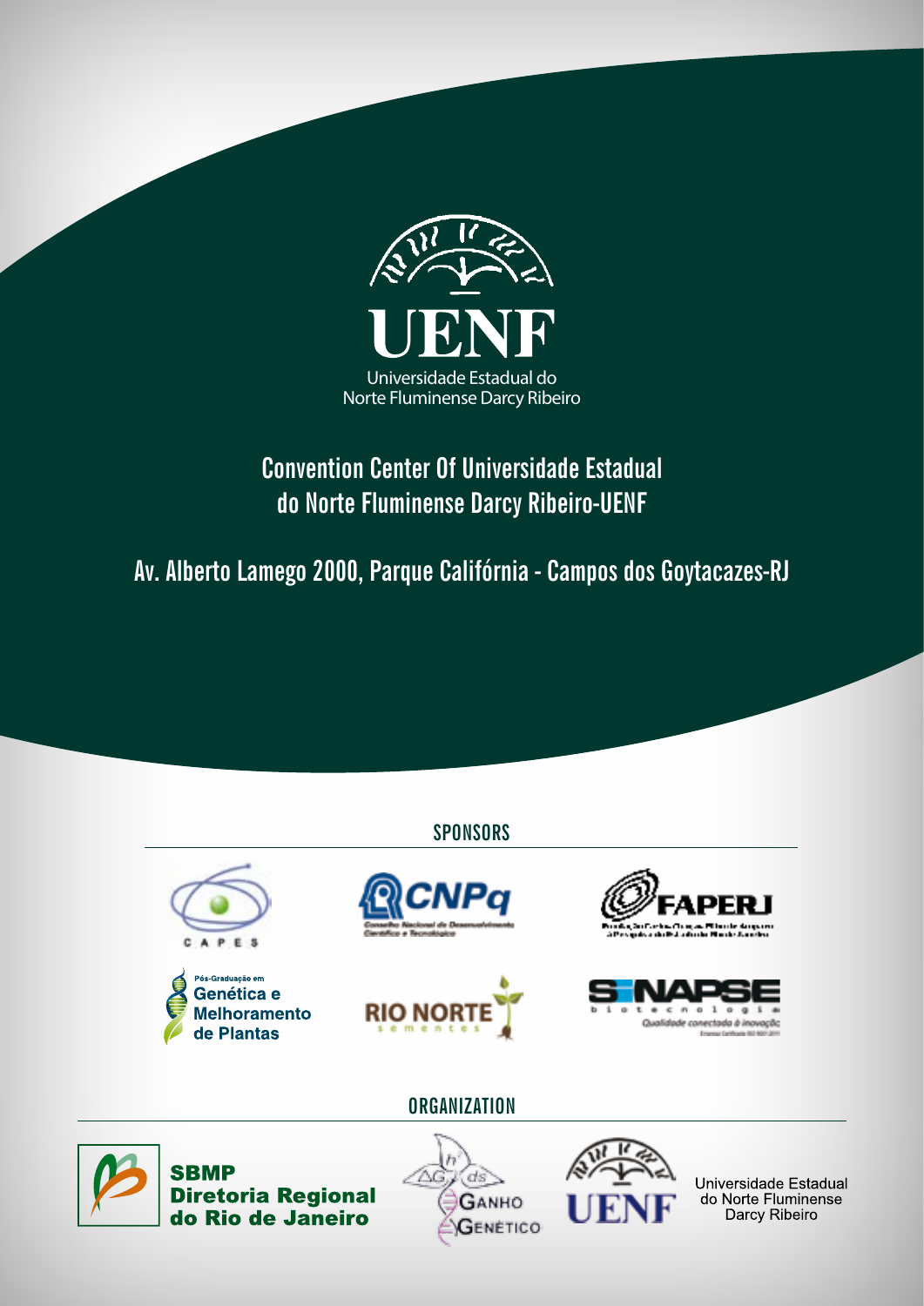UENF

Universidade Estadual do Norte Fluminense Darcy Ribeiro

## Convention Center Of Universidade Estadual do Norte Fluminense Darcy Ribeiro-UENF

## Av. Alberto Lamego 2000, Parque Califórnia - Campos dos Goytacazes-RJ

### SPONSORS

CAPES

CNPq Conselho Nacional de Desenvolvimento Científico e Tecnológico

FAPERJ

Pós-Graduação em Genética e Melhoramento de Plantas

RIO NORTE sementes

SINAPSE biotecnologia Qualidade conectada à inovação

### ORGANIZATION

SBMP Diretoria Regional do Rio de Janeiro

Ganho Genético

UENF Universidade Estadual do Norte Fluminense Darcy Ribeiro